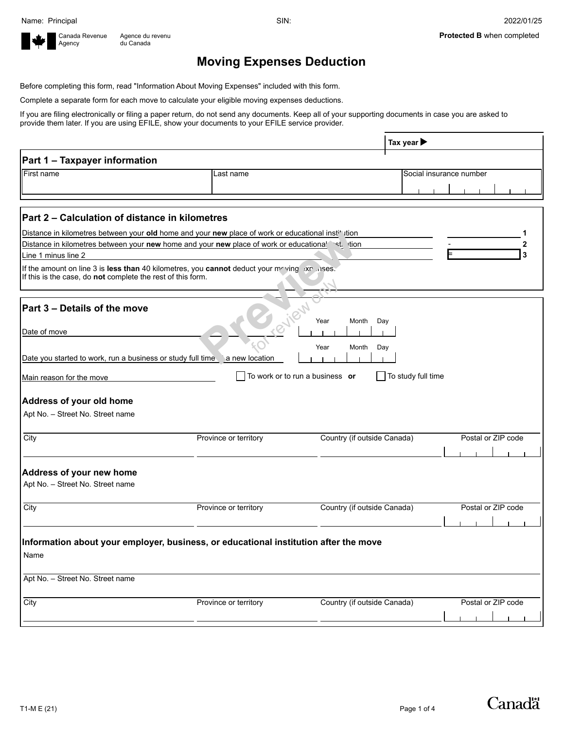Name: Principal SIN: 2022/01/25

Canada Revenue Agency / Agence du revenu du Canada

**Protected B** when completed

# Moving Expenses Deduction

Before completing this form, read "Information About Moving Expenses" included with this form.

Complete a separate form for each move to calculate your eligible moving expenses deductions.

If you are filing electronically or filing a paper return, do not send any documents. Keep all of your supporting documents in case you are asked to provide them later. If you are using EFILE, show your documents to your EFILE service provider.

**Tax year ▶**

## Part 1 – Taxpayer information

| First name | Last name | Social insurance number |
|---|---|---|
| | | |

## Part 2 – Calculation of distance in kilometres

| | | |
|---|---|---|
| Distance in kilometres between your **old** home and your **new** place of work or educational institution | | 1 |
| Distance in kilometres between your **new** home and your **new** place of work or educational institution | - | 2 |
| Line 1 minus line 2 | = | 3 |

If the amount on line 3 is **less than** 40 kilometres, you **cannot** deduct your moving expenses.
If this is the case, do **not** complete the rest of this form.

## Part 3 – Details of the move

Date of move: Year ___ Month ___ Day ___

Date you started to work, run a business or study full time at a new location: Year ___ Month ___ Day ___

Main reason for the move: ☐ To work or to run a business **or** ☐ To study full time

### Address of your old home

Apt No. – Street No. Street name

| City | Province or territory | Country (if outside Canada) | Postal or ZIP code |
|---|---|---|---|
| | | | |

### Address of your new home

Apt No. – Street No. Street name

| City | Province or territory | Country (if outside Canada) | Postal or ZIP code |
|---|---|---|---|
| | | | |

### Information about your employer, business, or educational institution after the move

Name

Apt No. – Street No. Street name

| City | Province or territory | Country (if outside Canada) | Postal or ZIP code |
|---|---|---|---|
| | | | |

T1-M E (21)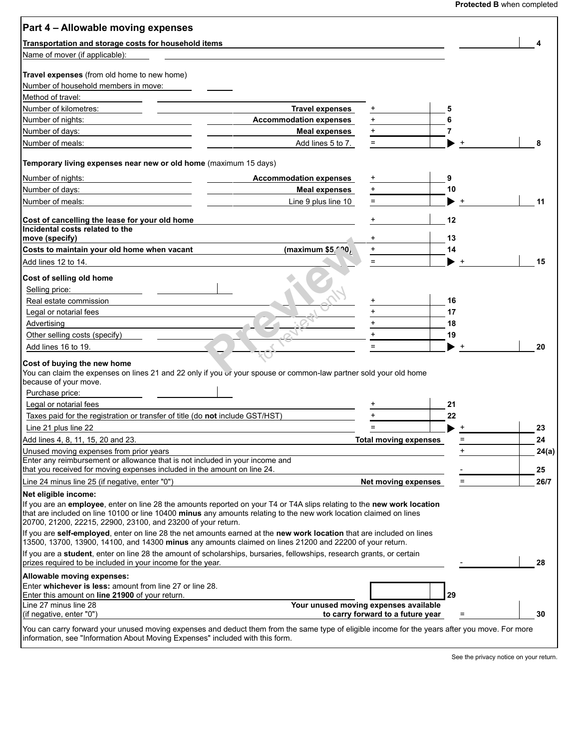Protected B when completed

## Part 4 – Allowable moving expenses

| | | | | | |
|---|---|---|---|---|---|
| **Transportation and storage costs for household items** | | | | | 4 |
| Name of mover (if applicable): | | | | | |
| **Travel expenses** (from old home to new home) | | | | | |
| Number of household members in move: | | | | | |
| Method of travel: | | | | | |
| Number of kilometres: | **Travel expenses** | + | 5 | | |
| Number of nights: | **Accommodation expenses** | + | 6 | | |
| Number of days: | **Meal expenses** | + | 7 | | |
| Number of meals: | Add lines 5 to 7. | = | ▶ | + | 8 |
| **Temporary living expenses near new or old home** (maximum 15 days) | | | | | |
| Number of nights: | **Accommodation expenses** | + | 9 | | |
| Number of days: | **Meal expenses** | + | 10 | | |
| Number of meals: | Line 9 plus line 10 | = | ▶ | + | 11 |
| **Cost of cancelling the lease for your old home** | | + | 12 | | |
| **Incidental costs related to the move (specify)** | | + | 13 | | |
| **Costs to maintain your old home when vacant** | **(maximum $5,000)** | + | 14 | | |
| Add lines 12 to 14. | | = | ▶ | + | 15 |
| **Cost of selling old home** | | | | | |
| Selling price: | | | | | |
| Real estate commission | | + | 16 | | |
| Legal or notarial fees | | + | 17 | | |
| Advertising | | + | 18 | | |
| Other selling costs (specify) | | + | 19 | | |
| Add lines 16 to 19. | | = | ▶ | + | 20 |
| **Cost of buying the new home** | | | | | |
| You can claim the expenses on lines 21 and 22 only if you or your spouse or common-law partner sold your old home because of your move. | | | | | |
| Purchase price: | | | | | |
| Legal or notarial fees | | + | 21 | | |
| Taxes paid for the registration or transfer of title (do **not** include GST/HST) | | + | 22 | | |
| Line 21 plus line 22 | | = | ▶ | + | 23 |
| Add lines 4, 8, 11, 15, 20 and 23. | **Total moving expenses** | | | = | 24 |
| Unused moving expenses from prior years | | | | + | 24(a) |
| Enter any reimbursement or allowance that is not included in your income and that you received for moving expenses included in the amount on line 24. | | | | - | 25 |
| Line 24 minus line 25 (if negative, enter "0") | **Net moving expenses** | | | = | 26/7 |

**Net eligible income:**

If you are an **employee**, enter on line 28 the amounts reported on your T4 or T4A slips relating to the **new work location** that are included on line 10100 or line 10400 **minus** any amounts relating to the new work location claimed on lines 20700, 21200, 22215, 22900, 23100, and 23200 of your return.

If you are **self-employed**, enter on line 28 the net amounts earned at the **new work location** that are included on lines 13500, 13700, 13900, 14100, and 14300 **minus** any amounts claimed on lines 21200 and 22200 of your return.

If you are a **student**, enter on line 28 the amount of scholarships, bursaries, fellowships, research grants, or certain prizes required to be included in your income for the year. - 28

**Allowable moving expenses:**

Enter **whichever is less:** amount from line 27 or line 28.
Enter this amount on **line 21900** of your return. 29

Line 27 minus line 28 (if negative, enter "0") **Your unused moving expenses available to carry forward to a future year** = 30

You can carry forward your unused moving expenses and deduct them from the same type of eligible income for the years after you move. For more information, see "Information About Moving Expenses" included with this form.

See the privacy notice on your return.